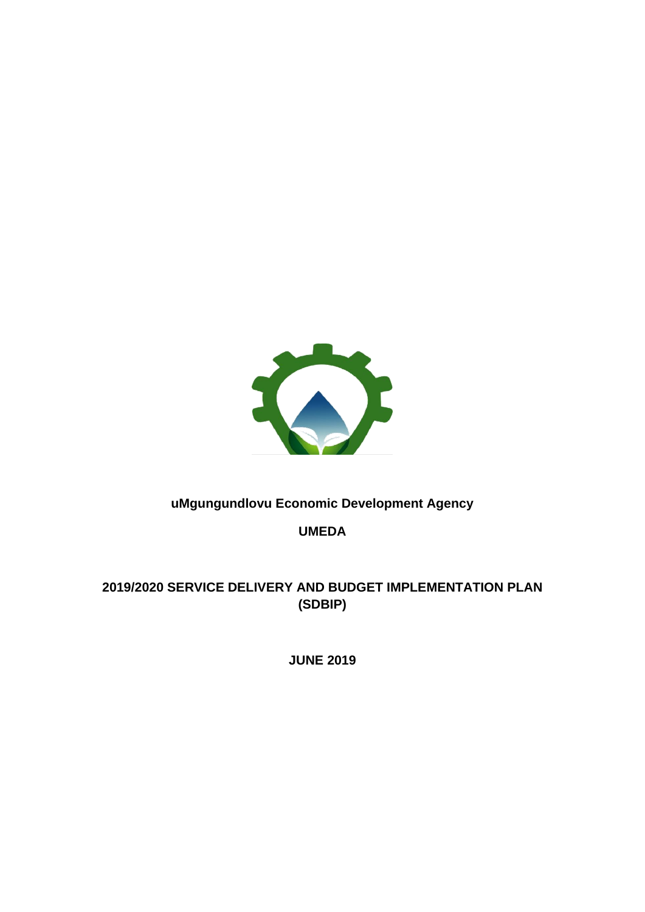**uMgungundlovu Economic Development Agency**

**UMEDA**

**2019/2020 SERVICE DELIVERY AND BUDGET IMPLEMENTATION PLAN (SDBIP)**

**JUNE 2019**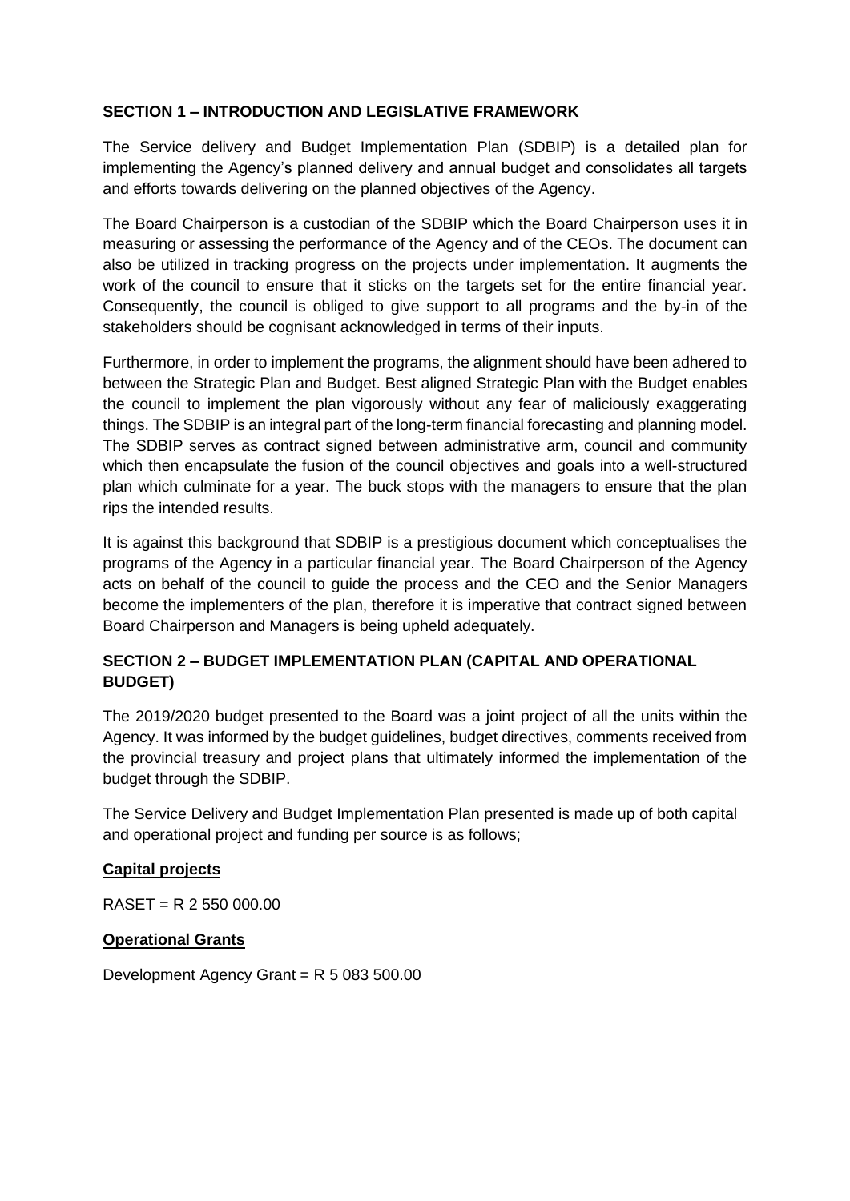**SECTION 1 – INTRODUCTION AND LEGISLATIVE FRAMEWORK**

The Service delivery and Budget Implementation Plan (SDBIP) is a detailed plan for implementing the Agency's planned delivery and annual budget and consolidates all targets and efforts towards delivering on the planned objectives of the Agency.

The Board Chairperson is a custodian of the SDBIP which the Board Chairperson uses it in measuring or assessing the performance of the Agency and of the CEOs. The document can also be utilized in tracking progress on the projects under implementation. It augments the work of the council to ensure that it sticks on the targets set for the entire financial year. Consequently, the council is obliged to give support to all programs and the by-in of the stakeholders should be cognisant acknowledged in terms of their inputs.

Furthermore, in order to implement the programs, the alignment should have been adhered to between the Strategic Plan and Budget. Best aligned Strategic Plan with the Budget enables the council to implement the plan vigorously without any fear of maliciously exaggerating things. The SDBIP is an integral part of the long-term financial forecasting and planning model. The SDBIP serves as contract signed between administrative arm, council and community which then encapsulate the fusion of the council objectives and goals into a well-structured plan which culminate for a year. The buck stops with the managers to ensure that the plan rips the intended results.

It is against this background that SDBIP is a prestigious document which conceptualises the programs of the Agency in a particular financial year. The Board Chairperson of the Agency acts on behalf of the council to guide the process and the CEO and the Senior Managers become the implementers of the plan, therefore it is imperative that contract signed between Board Chairperson and Managers is being upheld adequately.

**SECTION 2 – BUDGET IMPLEMENTATION PLAN (CAPITAL AND OPERATIONAL BUDGET)**

The 2019/2020 budget presented to the Board was a joint project of all the units within the Agency. It was informed by the budget guidelines, budget directives, comments received from the provincial treasury and project plans that ultimately informed the implementation of the budget through the SDBIP.

The Service Delivery and Budget Implementation Plan presented is made up of both capital and operational project and funding per source is as follows;

**Capital projects**

RASET = R 2 550 000.00

**Operational Grants**

Development Agency Grant = R 5 083 500.00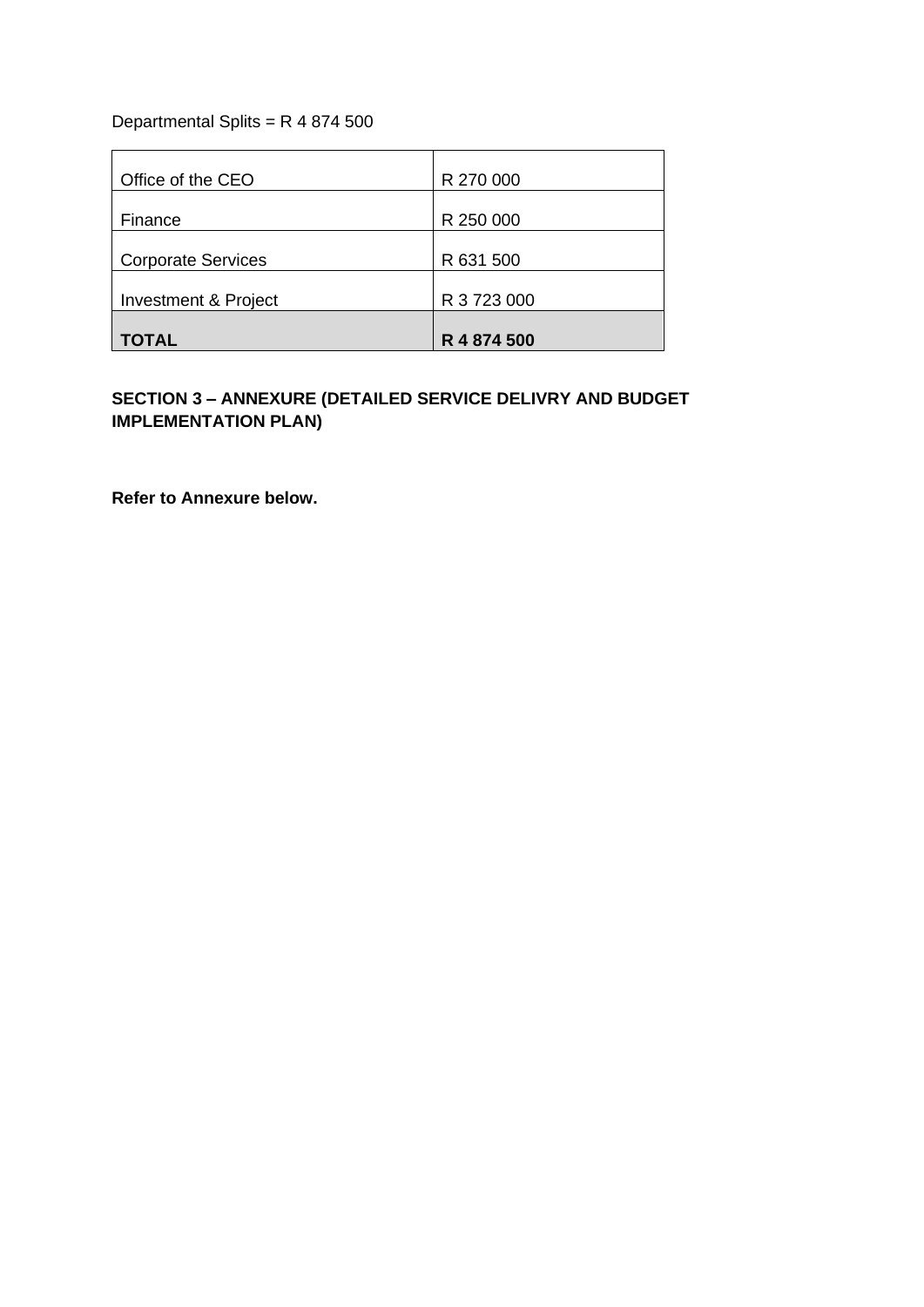Departmental Splits = R 4 874 500

| | |
|---|---|
| Office of the CEO | R 270 000 |
| Finance | R 250 000 |
| Corporate Services | R 631 500 |
| Investment & Project | R 3 723 000 |
| **TOTAL** | **R 4 874 500** |

**SECTION 3 – ANNEXURE (DETAILED SERVICE DELIVRY AND BUDGET IMPLEMENTATION PLAN)**

**Refer to Annexure below.**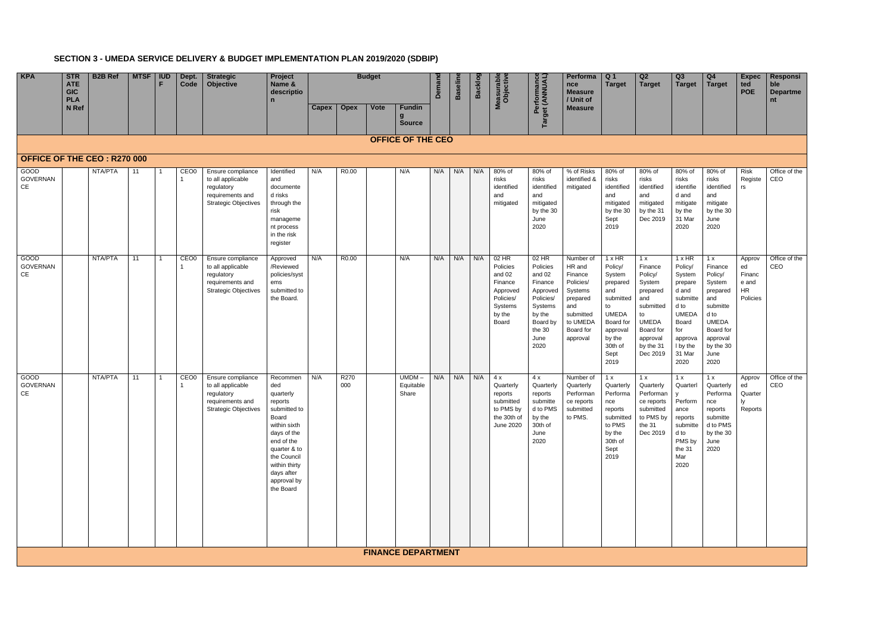# SECTION 3 - UMEDA SERVICE DELIVERY & BUDGET IMPLEMENTATION PLAN 2019/2020 (SDBIP)

| KPA | STRATEGIC PLAN Ref | B2B Ref | MTSF | IUDF | Dept. Code | Strategic Objective | Project Name & description | Budget | | | | Demand | Baseline | Backlog | Measurable Objective | Performance Target (ANNUAL) | Performance Measure / Unit of Measure | Q 1 Target | Q2 Target | Q3 Target | Q4 Target | Expected POE | Responsible Department |
|---|---|---|---|---|---|---|---|---|---|---|---|---|---|---|---|---|---|---|---|---|---|---|---|
| | | | | | | | | Capex | Opex | Vote | Funding Source | | | | | | | | | | | | |
| **OFFICE OF THE CEO** | | | | | | | | | | | | | | | | | | | | | | | |
| **OFFICE OF THE CEO : R270 000** | | | | | | | | | | | | | | | | | | | | | | | |
| GOOD GOVERNANCE | | NTA/PTA | 11 | 1 | CEO01 | Ensure compliance to all applicable regulatory requirements and Strategic Objectives | Identified and documented risks through the risk management process in the risk register | N/A | R0.00 | | N/A | N/A | N/A | N/A | 80% of risks identified and mitigated | 80% of risks identified and mitigated by the 30 June 2020 | % of Risks identified & mitigated | 80% of risks identified and mitigated by the 30 Sept 2019 | 80% of risks identified and mitigated by the 31 Dec 2019 | 80% of risks identified and mitigated by the 31 Mar 2020 | 80% of risks identified and mitigated by the 30 June 2020 | Risk Registers | Office of the CEO |
| GOOD GOVERNANCE | | NTA/PTA | 11 | 1 | CEO01 | Ensure compliance to all applicable regulatory requirements and Strategic Objectives | Approved /Reviewed policies/systems submitted to the Board. | N/A | R0.00 | | N/A | N/A | N/A | N/A | 02 HR Policies and 02 Finance Approved Policies/ Systems by the Board | 02 HR Policies and 02 Finance Approved Policies/ Systems by the Board by the 30 June 2020 | Number of HR and Finance Policies/ Systems prepared and submitted to UMEDA Board for approval | 1 x HR Policy/ System prepared and submitted to UMEDA Board for approval by the 30th of Sept 2019 | 1 x Finance Policy/ System prepared and submitted to UMEDA Board for approval by the 31 Dec 2019 | 1 x HR Policy/ System prepared and submitted to UMEDA Board for approval by the 31 Mar 2020 | 1 x Finance Policy/ System prepared and submitted to UMEDA Board for approval by the 30 June 2020 | Approved Finance and HR Policies | Office of the CEO |
| GOOD GOVERNANCE | | NTA/PTA | 11 | 1 | CEO01 | Ensure compliance to all applicable regulatory requirements and Strategic Objectives | Recommended quarterly reports submitted to Board within sixth days of the end of the quarter & to the Council within thirty days after approval by the Board | N/A | R270 000 | | UMDM – Equitable Share | N/A | N/A | N/A | 4 x Quarterly reports submitted to PMS by the 30th of June 2020 | 4 x Quarterly reports submitted to PMS by the 30th of June 2020 | Number of Quarterly Performance reports submitted to PMS. | 1 x Quarterly Performance reports submitted to PMS by the 30th of Sept 2019 | 1 x Quarterly Performance reports submitted to PMS by the 31 Dec 2019 | 1 x Quarterly Performance reports submitted to PMS by the 31 Mar 2020 | 1 x Quarterly Performance reports submitted to PMS by the 30 June 2020 | Approved Quarterly Reports | Office of the CEO |
| **FINANCE DEPARTMENT** | | | | | | | | | | | | | | | | | | | | | | | |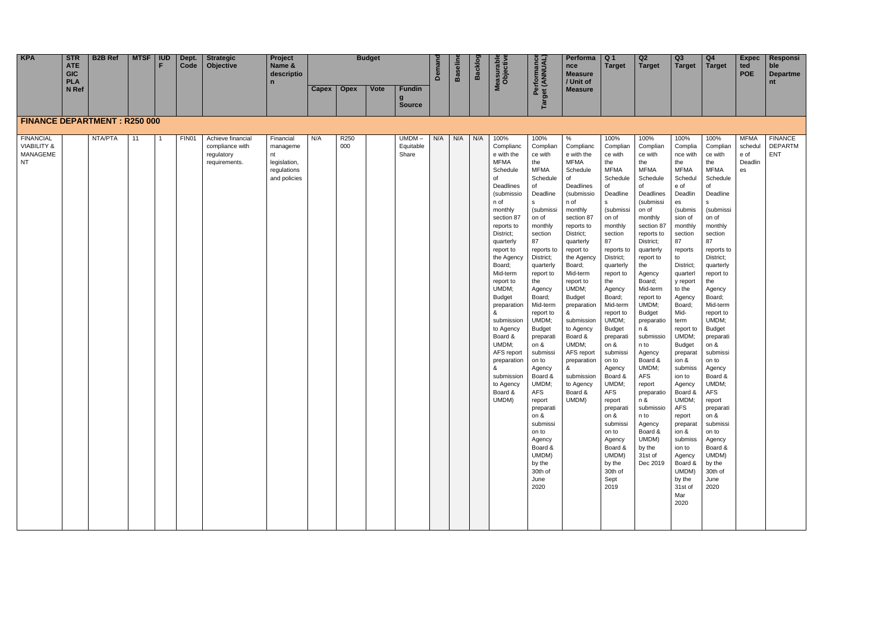| KPA | STRATEGIC PLAN Ref | B2B Ref | MTSF | IUDF | Dept. Code | Strategic Objective | Project Name & description | Budget | | | | Demand | Baseline | Backlog | Measurable Objective | Performance Target (ANNUAL) | Performance Measure / Unit of Measure | Q 1 Target | Q2 Target | Q3 Target | Q4 Target | Expected POE | Responsible Department |
|---|---|---|---|---|---|---|---|---|---|---|---|---|---|---|---|---|---|---|---|---|---|---|---|
| | | | | | | | | Capex | Opex | Vote | Funding Source | | | | | | | | | | | | |
| **FINANCE DEPARTMENT : R250 000** | | | | | | | | | | | | | | | | | | | | | | | |
| FINANCIAL VIABILITY & MANAGEMENT | | NTA/PTA | 11 | 1 | FIN01 | Achieve financial compliance with regulatory requirements. | Financial management legislation, regulations and policies | N/A | R250 000 | | UMDM – Equitable Share | N/A | N/A | N/A | 100% Compliance with the MFMA Schedule of Deadlines (submission of monthly section 87 reports to District; quarterly report to the Agency Board; Mid-term report to UMDM; Budget preparation & submission to Agency Board & UMDM; AFS report preparation & submission to Agency Board & UMDM) | 100% Compliance with the MFMA Schedule of Deadlines (submission of monthly section 87 reports to District; quarterly report to the Agency Board; Mid-term report to UMDM; Budget preparation & submission to Agency Board & UMDM; AFS report preparation & submission to Agency Board & UMDM) by the 30th of June 2020 | % Compliance with the MFMA Schedule of Deadlines (submission of monthly section 87 reports to District; quarterly report to the Agency Board; Mid-term report to UMDM; Budget preparation & submission to Agency Board & UMDM; AFS report preparation & submission to Agency Board & UMDM) | 100% Compliance with the MFMA Schedule of Deadlines (submission of monthly section 87 reports to District; quarterly report to the Agency Board; Mid-term report to UMDM; Budget preparation & submission to Agency Board & UMDM; AFS report preparation & submission to Agency Board & UMDM) by the 30th of Sept 2019 | 100% Compliance with the MFMA Schedule of Deadlines (submission of monthly section 87 reports to District; quarterly report to the Agency Board; Mid-term report to UMDM; Budget preparation & submission to Agency Board & UMDM; AFS report preparation & submission to Agency Board & UMDM) by the 31st of Dec 2019 | 100% Compliance with the MFMA Schedule of Deadlines (submission of monthly section 87 reports to District; quarterly report to the Agency Board; Mid-term report to UMDM; Budget preparation & submission to Agency Board & UMDM; AFS report preparation & submission to Agency Board & UMDM) by the 31st of Mar 2020 | 100% Compliance with the MFMA Schedule of Deadlines (submission of monthly section 87 reports to District; quarterly report to the Agency Board; Mid-term report to UMDM; Budget preparation & submission to Agency Board & UMDM; AFS report preparation & submission to Agency Board & UMDM) by the 30th of June 2020 | MFMA schedule of Deadlines | FINANCE DEPARTMENT |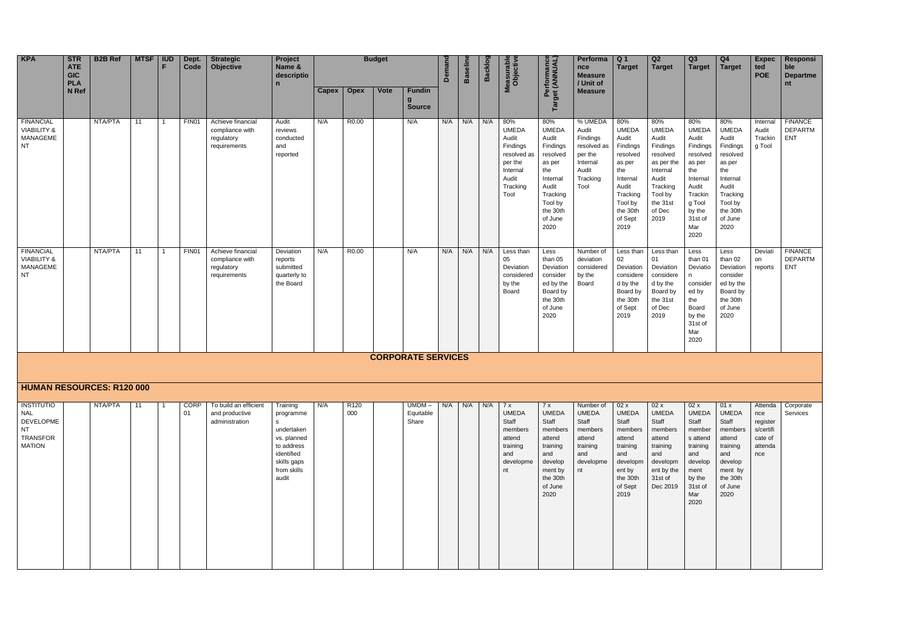| KPA | STRATEGIC PLAN Ref | B2B Ref | MTSF | IUDF | Dept. Code | Strategic Objective | Project Name & description | Budget | | | | Demand | Baseline | Backlog | Measurable Objective | Performance Target (ANNUAL) | Performance Measure / Unit of Measure | Q 1 Target | Q2 Target | Q3 Target | Q4 Target | Expected POE | Responsible Department |
|---|---|---|---|---|---|---|---|---|---|---|---|---|---|---|---|---|---|---|---|---|---|---|---|
| | | | | | | | | Capex | Opex | Vote | Funding Source | | | | | | | | | | | | |
| FINANCIAL VIABILITY & MANAGEMENT | | NTA/PTA | 11 | 1 | FIN01 | Achieve financial compliance with regulatory requirements | Audit reviews conducted and reported | N/A | R0.00 | | N/A | N/A | N/A | N/A | 80% UMEDA Audit Findings resolved as per the Internal Audit Tracking Tool | 80% UMEDA Audit Findings resolved as per the Internal Audit Tracking Tool by the 30th of June 2020 | % UMEDA Audit Findings resolved as per the Internal Audit Tracking Tool | 80% UMEDA Audit Findings resolved as per the Internal Audit Tracking Tool by the 30th of Sept 2019 | 80% UMEDA Audit Findings resolved as per the Internal Audit Tracking Tool by the 31st of Dec 2019 | 80% UMEDA Audit Findings resolved as per the Internal Audit Tracking Tool by the 31st of Mar 2020 | 80% UMEDA Audit Findings resolved as per the Internal Audit Tracking Tool by the 30th of June 2020 | Internal Audit Tracking Tool | FINANCE DEPARTMENT |
| FINANCIAL VIABILITY & MANAGEMENT | | NTA/PTA | 11 | 1 | FIN01 | Achieve financial compliance with regulatory requirements | Deviation reports submitted quarterly to the Board | N/A | R0.00 | | N/A | N/A | N/A | N/A | Less than 05 Deviation considered by the Board | Less than 05 Deviation considered by the Board by the 30th of June 2020 | Number of deviation considered by the Board | Less than 02 Deviation considered by the Board by the 30th of Sept 2019 | Less than 01 Deviation considered by the Board by the 31st of Dec 2019 | Less than 01 Deviation considered by the Board by the 31st of Mar 2020 | Less than 02 Deviation considered by the Board by the 30th of June 2020 | Deviation reports | FINANCE DEPARTMENT |
| **CORPORATE SERVICES** | | | | | | | | | | | | | | | | | | | | | | | |
| **HUMAN RESOURCES: R120 000** | | | | | | | | | | | | | | | | | | | | | | | |
| INSTITUTIONAL DEVELOPMENT TRANSFORMATION | | NTA/PTA | 11 | 1 | CORP 01 | To build an efficient and productive administration | Training programmes undertaken vs. planned to address identified skills gaps from skills audit | N/A | R120 000 | | UMDM – Equitable Share | N/A | N/A | N/A | 7 x UMEDA Staff members attend training and development | 7 x UMEDA Staff members attend training and development by the 30th of June 2020 | Number of UMEDA Staff members attend training and development | 02 x UMEDA Staff members attend training and development by the 30th of Sept 2019 | 02 x UMEDA Staff members attend training and development by the 31st of Dec 2019 | 02 x UMEDA Staff members attend training and development by the 31st of Mar 2020 | 01 x UMEDA Staff members attend training and development by the 30th of June 2020 | Attendance register s/certificate of attendance | Corporate Services |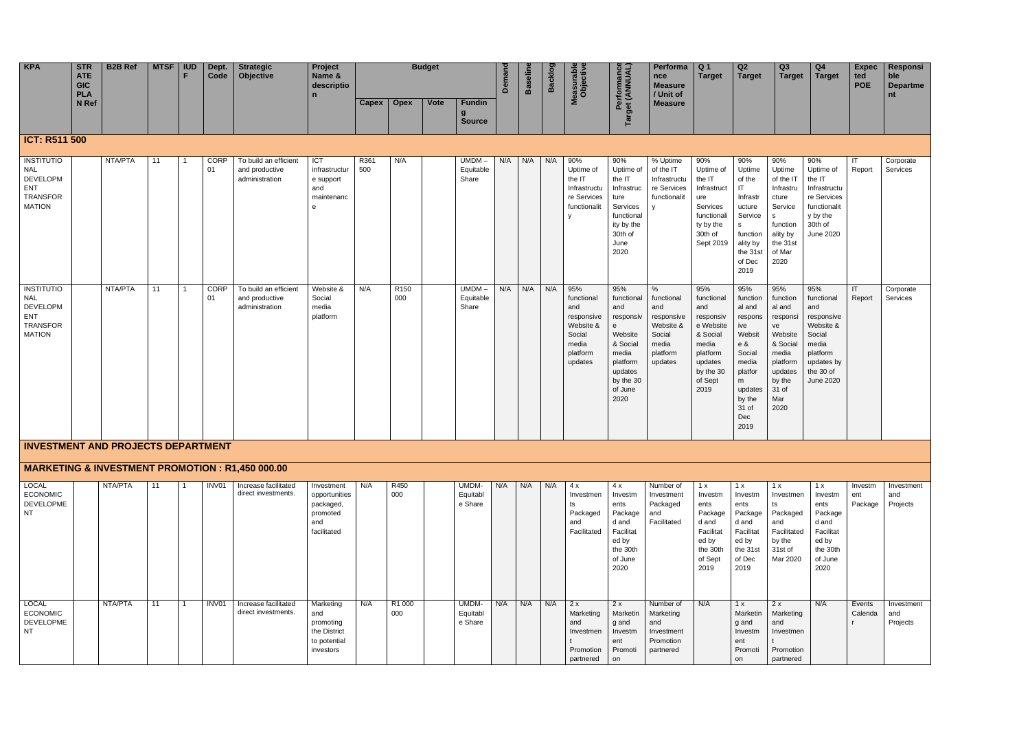| KPA | STRATEGIC PLAN Ref | B2B Ref | MTSF | IUDF | Dept. Code | Strategic Objective | Project Name & description | Budget | | | | Demand | Baseline | Backlog | Measurable Objective | Performance Target (ANNUAL) | Performance Measure / Unit of Measure | Q1 Target | Q2 Target | Q3 Target | Q4 Target | Expected POE | Responsible Department |
|---|---|---|---|---|---|---|---|---|---|---|---|---|---|---|---|---|---|---|---|---|---|---|---|
| | | | | | | | | Capex | Opex | Vote | Funding Source | | | | | | | | | | | | |
| **ICT: R511 500** | | | | | | | | | | | | | | | | | | | | | | | |
| INSTITUTIONAL DEVELOPMENT TRANSFORMATION | | NTA/PTA | 11 | 1 | CORP 01 | To build an efficient and productive administration | ICT infrastructure support and maintenance | R361 500 | N/A | | UMDM – Equitable Share | N/A | N/A | N/A | 90% Uptime of the IT Infrastructure Services functionality | 90% Uptime of the IT Infrastructure Services functionality by the 30th of June 2020 | % Uptime of the IT Infrastructure Services functionality | 90% Uptime of the IT Infrastructure Services functionality by the 30th of Sept 2019 | 90% Uptime of the IT Infrastructure Services functionality by the 31st of Dec 2019 | 90% Uptime of the IT Infrastructure Services functionality by the 31st of Mar 2020 | 90% Uptime of the IT Infrastructure Services functionality by the 30th of June 2020 | IT Report | Corporate Services |
| INSTITUTIONAL DEVELOPMENT TRANSFORMATION | | NTA/PTA | 11 | 1 | CORP 01 | To build an efficient and productive administration | Website & Social media platform | N/A | R150 000 | | UMDM – Equitable Share | N/A | N/A | N/A | 95% functional and responsive Website & Social media platform updates | 95% functional and responsive Website & Social media platform updates by the 30 of June 2020 | % functional and responsive Website & Social media platform updates | 95% functional and responsive Website & Social media platform updates by the 30 of Sept 2019 | 95% functional and responsive Website & Social media platform updates by the 31 of Dec 2019 | 95% functional and responsive Website & Social media platform updates by the 31 of Mar 2020 | 95% functional and responsive Website & Social media platform updates by the 30 of June 2020 | IT Report | Corporate Services |
| **INVESTMENT AND PROJECTS DEPARTMENT** | | | | | | | | | | | | | | | | | | | | | | | |
| **MARKETING & INVESTMENT PROMOTION : R1,450 000.00** | | | | | | | | | | | | | | | | | | | | | | | |
| LOCAL ECONOMIC DEVELOPMENT | | NTA/PTA | 11 | 1 | INV01 | Increase facilitated direct investments. | Investment opportunities packaged, promoted and facilitated | N/A | R450 000 | | UMDM- Equitable Share | N/A | N/A | N/A | 4 x Investments Packaged and Facilitated | 4 x Investments Packaged and Facilitated by the 30th of June 2020 | Number of Investment Packaged and Facilitated | 1 x Investments Packaged and Facilitated by the 30th of Sept 2019 | 1 x Investments Packaged and Facilitated by the 31st of Dec 2019 | 1 x Investments Packaged and Facilitated by the 31st of Mar 2020 | 1 x Investments Packaged and Facilitated by the 30th of June 2020 | Investment Package | Investment and Projects |
| LOCAL ECONOMIC DEVELOPMENT | | NTA/PTA | 11 | 1 | INV01 | Increase facilitated direct investments. | Marketing and promoting the District to potential investors | N/A | R1 000 000 | | UMDM- Equitable Share | N/A | N/A | N/A | 2 x Marketing and Investment Promotion partnered | 2 x Marketing and Investment Promotion | Number of Marketing and Investment Promotion partnered | N/A | 1 x Marketing and Investment Promotion | 2 x Marketing and Investment Promotion partnered | N/A | Events Calendar | Investment and Projects |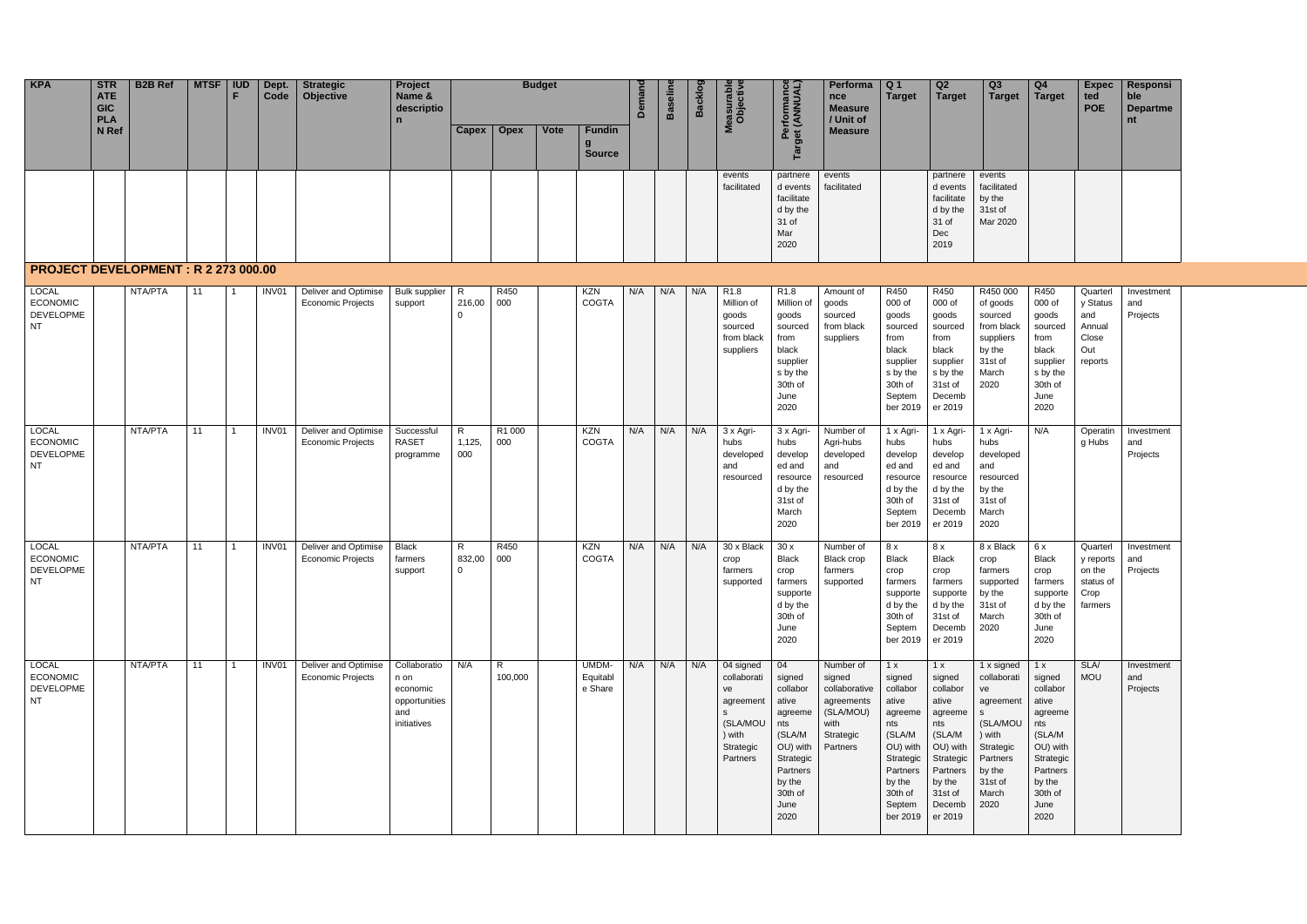| KPA | STRATEGIC PLAN Ref | B2B Ref | MTSF | IUDF | Dept. Code | Strategic Objective | Project Name & description | Budget | | | | Demand | Baseline | Backlog | Measurable Objective | Performance Target (ANNUAL) | Performance Measure / Unit of Measure | Q 1 Target | Q2 Target | Q3 Target | Q4 Target | Expected POE | Responsible Department |
|---|---|---|---|---|---|---|---|---|---|---|---|---|---|---|---|---|---|---|---|---|---|---|---|
| | | | | | | | | Capex | Opex | Vote | Funding Source | | | | | | | | | | | | |
| | | | | | | | | | | | | | | | events facilitated | partnered events facilitated by the 31 of Mar 2020 | events facilitated | | partnered events facilitated by the 31 of Dec 2019 | events facilitated by the 31st of Mar 2020 | | | |
| **PROJECT DEVELOPMENT : R 2 273 000.00** | | | | | | | | | | | | | | | | | | | | | | | |
| LOCAL ECONOMIC DEVELOPMENT | | NTA/PTA | 11 | 1 | INV01 | Deliver and Optimise Economic Projects | Bulk supplier support | R 216,000 | R450 000 | | KZN COGTA | N/A | N/A | N/A | R1.8 Million of goods sourced from black suppliers | R1.8 Million of goods sourced from black suppliers by the 30th of June 2020 | Amount of goods sourced from black suppliers | R450 000 of goods sourced from black suppliers by the 30th of September 2019 | R450 000 of goods sourced from black suppliers by the 31st of December 2019 | R450 000 of goods sourced from black suppliers by the 31st of March 2020 | R450 000 of goods sourced from black suppliers by the 30th of June 2020 | Quarterly Status and Annual Close Out reports | Investment and Projects |
| LOCAL ECONOMIC DEVELOPMENT | | NTA/PTA | 11 | 1 | INV01 | Deliver and Optimise Economic Projects | Successful RASET programme | R 1,125,000 | R1 000 000 | | KZN COGTA | N/A | N/A | N/A | 3 x Agri-hubs developed and resourced | 3 x Agri-hubs developed and resourced by the 31st of March 2020 | Number of Agri-hubs developed and resourced | 1 x Agri-hubs developed and resourced by the 30th of September 2019 | 1 x Agri-hubs developed and resourced by the 31st of December 2019 | 1 x Agri-hubs developed and resourced by the 31st of March 2020 | N/A | Operating Hubs | Investment and Projects |
| LOCAL ECONOMIC DEVELOPMENT | | NTA/PTA | 11 | 1 | INV01 | Deliver and Optimise Economic Projects | Black farmers support | R 832,000 | R450 000 | | KZN COGTA | N/A | N/A | N/A | 30 x Black crop farmers supported | 30 x Black crop farmers supported by the 30th of June 2020 | Number of Black crop farmers supported | 8 x Black crop farmers supported by the 30th of September 2019 | 8 x Black crop farmers supported by the 31st of December 2019 | 8 x Black crop farmers supported by the 31st of March 2020 | 6 x Black crop farmers supported by the 30th of June 2020 | Quarterly reports on the status of Crop farmers | Investment and Projects |
| LOCAL ECONOMIC DEVELOPMENT | | NTA/PTA | 11 | 1 | INV01 | Deliver and Optimise Economic Projects | Collaboration on economic opportunities and initiatives | N/A | R 100,000 | | UMDM-Equitable Share | N/A | N/A | N/A | 04 signed collaborative agreements (SLA/MOU) with Strategic Partners | 04 signed collaborative agreements (SLA/MOU) with Strategic Partners by the 30th of June 2020 | Number of signed collaborative agreements (SLA/MOU) with Strategic Partners | 1 x signed collaborative agreements (SLA/MOU) with Strategic Partners by the 30th of September 2019 | 1 x signed collaborative agreements (SLA/MOU) with Strategic Partners by the 31st of December 2019 | 1 x signed collaborative agreements (SLA/MOU) with Strategic Partners by the 31st of March 2020 | 1 x signed collaborative agreements (SLA/MOU) with Strategic Partners by the 30th of June 2020 | SLA/ MOU | Investment and Projects |